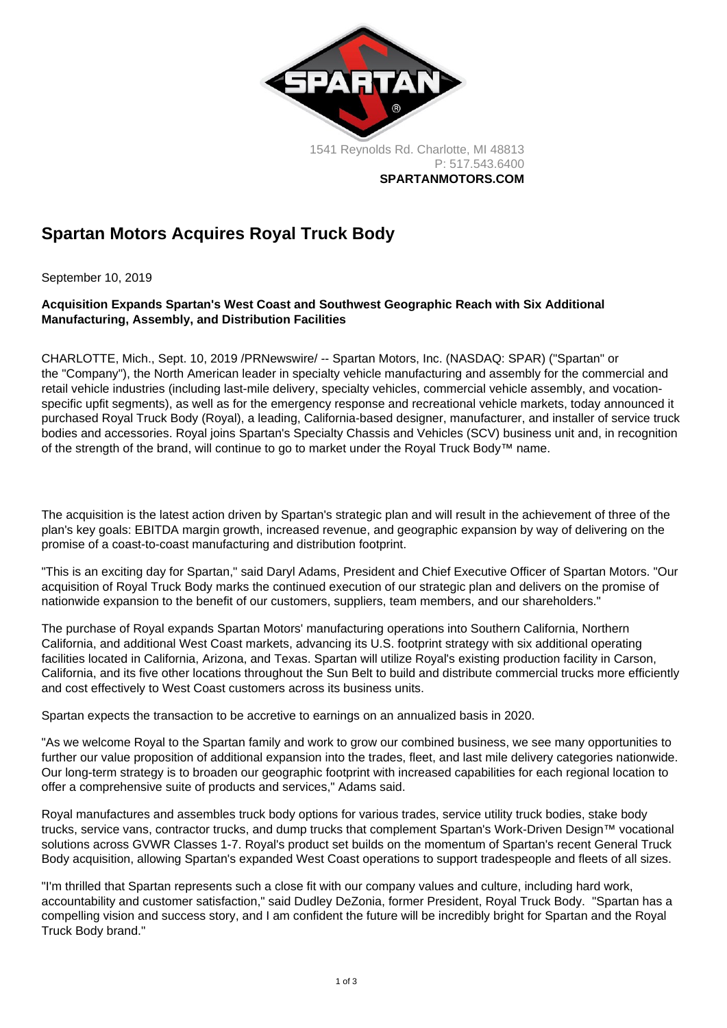1541 Reynolds Rd. Charlotte, MI 48813
P: 517.543.6400
**SPARTANMOTORS.COM**

# Spartan Motors Acquires Royal Truck Body

September 10, 2019

**Acquisition Expands Spartan's West Coast and Southwest Geographic Reach with Six Additional Manufacturing, Assembly, and Distribution Facilities**

CHARLOTTE, Mich., Sept. 10, 2019 /PRNewswire/ -- Spartan Motors, Inc. (NASDAQ: SPAR) ("Spartan" or the "Company"), the North American leader in specialty vehicle manufacturing and assembly for the commercial and retail vehicle industries (including last-mile delivery, specialty vehicles, commercial vehicle assembly, and vocation-specific upfit segments), as well as for the emergency response and recreational vehicle markets, today announced it purchased Royal Truck Body (Royal), a leading, California-based designer, manufacturer, and installer of service truck bodies and accessories. Royal joins Spartan's Specialty Chassis and Vehicles (SCV) business unit and, in recognition of the strength of the brand, will continue to go to market under the Royal Truck Body™ name.

The acquisition is the latest action driven by Spartan's strategic plan and will result in the achievement of three of the plan's key goals: EBITDA margin growth, increased revenue, and geographic expansion by way of delivering on the promise of a coast-to-coast manufacturing and distribution footprint.

"This is an exciting day for Spartan," said Daryl Adams, President and Chief Executive Officer of Spartan Motors. "Our acquisition of Royal Truck Body marks the continued execution of our strategic plan and delivers on the promise of nationwide expansion to the benefit of our customers, suppliers, team members, and our shareholders."

The purchase of Royal expands Spartan Motors' manufacturing operations into Southern California, Northern California, and additional West Coast markets, advancing its U.S. footprint strategy with six additional operating facilities located in California, Arizona, and Texas. Spartan will utilize Royal's existing production facility in Carson, California, and its five other locations throughout the Sun Belt to build and distribute commercial trucks more efficiently and cost effectively to West Coast customers across its business units.

Spartan expects the transaction to be accretive to earnings on an annualized basis in 2020.

"As we welcome Royal to the Spartan family and work to grow our combined business, we see many opportunities to further our value proposition of additional expansion into the trades, fleet, and last mile delivery categories nationwide. Our long-term strategy is to broaden our geographic footprint with increased capabilities for each regional location to offer a comprehensive suite of products and services," Adams said.

Royal manufactures and assembles truck body options for various trades, service utility truck bodies, stake body trucks, service vans, contractor trucks, and dump trucks that complement Spartan's Work-Driven Design™ vocational solutions across GVWR Classes 1-7. Royal's product set builds on the momentum of Spartan's recent General Truck Body acquisition, allowing Spartan's expanded West Coast operations to support tradespeople and fleets of all sizes.

"I'm thrilled that Spartan represents such a close fit with our company values and culture, including hard work, accountability and customer satisfaction," said Dudley DeZonia, former President, Royal Truck Body. "Spartan has a compelling vision and success story, and I am confident the future will be incredibly bright for Spartan and the Royal Truck Body brand."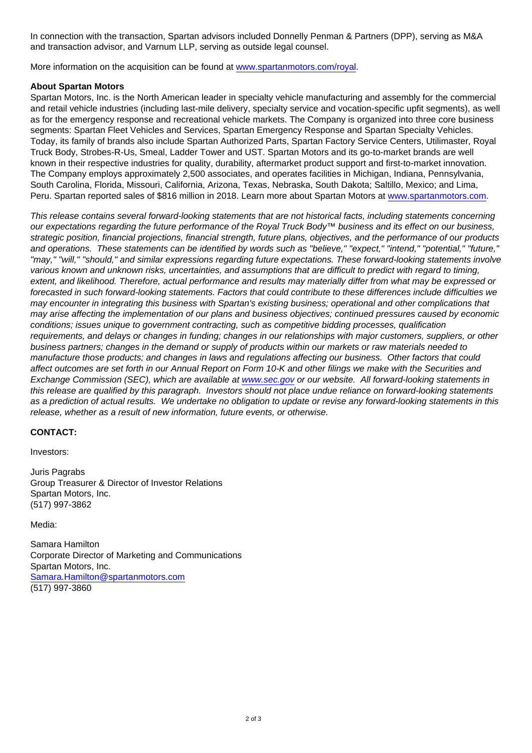In connection with the transaction, Spartan advisors included Donnelly Penman & Partners (DPP), serving as M&A and transaction advisor, and Varnum LLP, serving as outside legal counsel.

More information on the acquisition can be found at [www.spartanmotors.com/royal](www.spartanmotors.com/royal).

**About Spartan Motors**
Spartan Motors, Inc. is the North American leader in specialty vehicle manufacturing and assembly for the commercial and retail vehicle industries (including last-mile delivery, specialty service and vocation-specific upfit segments), as well as for the emergency response and recreational vehicle markets. The Company is organized into three core business segments: Spartan Fleet Vehicles and Services, Spartan Emergency Response and Spartan Specialty Vehicles. Today, its family of brands also include Spartan Authorized Parts, Spartan Factory Service Centers, Utilimaster, Royal Truck Body, Strobes-R-Us, Smeal, Ladder Tower and UST. Spartan Motors and its go-to-market brands are well known in their respective industries for quality, durability, aftermarket product support and first-to-market innovation. The Company employs approximately 2,500 associates, and operates facilities in Michigan, Indiana, Pennsylvania, South Carolina, Florida, Missouri, California, Arizona, Texas, Nebraska, South Dakota; Saltillo, Mexico; and Lima, Peru. Spartan reported sales of $816 million in 2018. Learn more about Spartan Motors at [www.spartanmotors.com](www.spartanmotors.com).

*This release contains several forward-looking statements that are not historical facts, including statements concerning our expectations regarding the future performance of the Royal Truck Body™ business and its effect on our business, strategic position, financial projections, financial strength, future plans, objectives, and the performance of our products and operations. These statements can be identified by words such as "believe," "expect," "intend," "potential," "future," "may," "will," "should," and similar expressions regarding future expectations. These forward-looking statements involve various known and unknown risks, uncertainties, and assumptions that are difficult to predict with regard to timing, extent, and likelihood. Therefore, actual performance and results may materially differ from what may be expressed or forecasted in such forward-looking statements. Factors that could contribute to these differences include difficulties we may encounter in integrating this business with Spartan's existing business; operational and other complications that may arise affecting the implementation of our plans and business objectives; continued pressures caused by economic conditions; issues unique to government contracting, such as competitive bidding processes, qualification requirements, and delays or changes in funding; changes in our relationships with major customers, suppliers, or other business partners; changes in the demand or supply of products within our markets or raw materials needed to manufacture those products; and changes in laws and regulations affecting our business. Other factors that could affect outcomes are set forth in our Annual Report on Form 10-K and other filings we make with the Securities and Exchange Commission (SEC), which are available at [www.sec.gov](www.sec.gov) or our website. All forward-looking statements in this release are qualified by this paragraph. Investors should not place undue reliance on forward-looking statements as a prediction of actual results. We undertake no obligation to update or revise any forward-looking statements in this release, whether as a result of new information, future events, or otherwise.*

**CONTACT:**

Investors:

Juris Pagrabs
Group Treasurer & Director of Investor Relations
Spartan Motors, Inc.
(517) 997-3862

Media:

Samara Hamilton
Corporate Director of Marketing and Communications
Spartan Motors, Inc.
Samara.Hamilton@spartanmotors.com
(517) 997-3860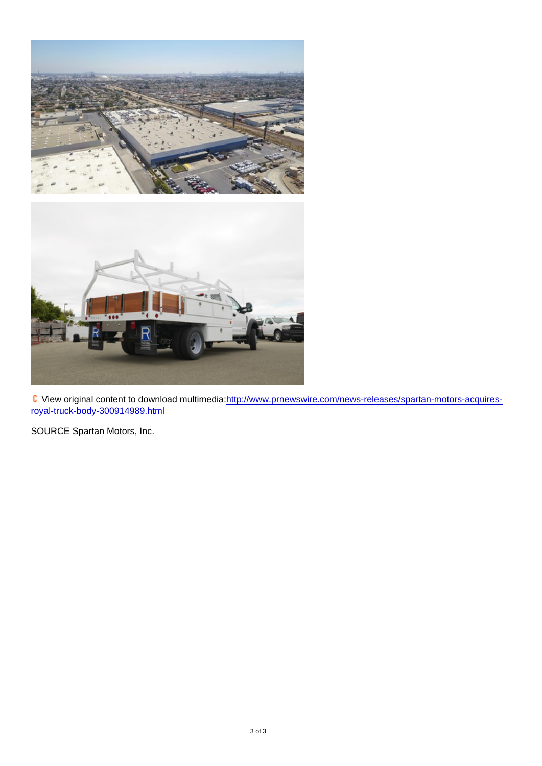View original content to download multimedia:[http://www.prnewswire.com/news-releases/spartan-motors-acquires-royal-truck-body-300914989.html](http://www.prnewswire.com/news-releases/spartan-motors-acquires-royal-truck-body-300914989.html)

SOURCE Spartan Motors, Inc.